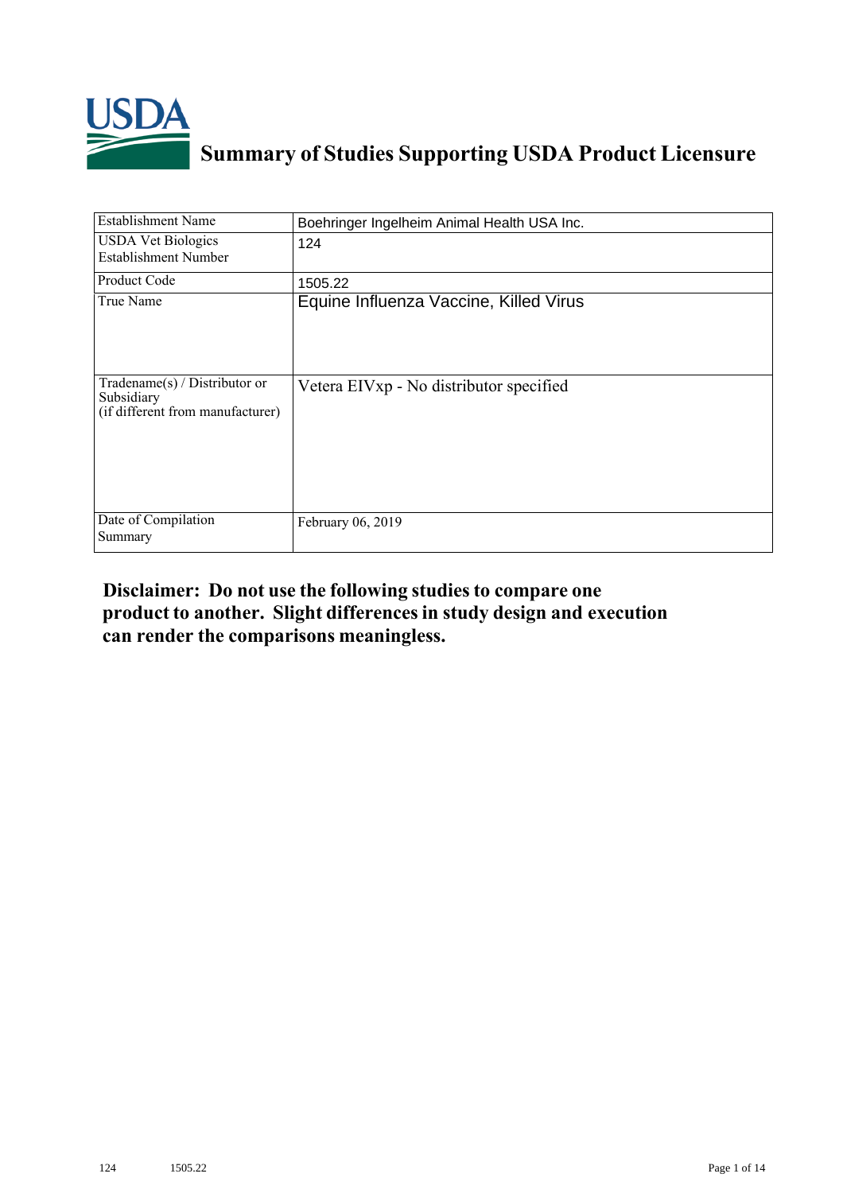# Summary of Studies Supporting USDA Product Licensure

| Establishment Name | Boehringer Ingelheim Animal Health USA Inc. |
|---|---|
| USDA Vet Biologics Establishment Number | 124 |
| Product Code | 1505.22 |
| True Name | Equine Influenza Vaccine, Killed Virus |
| Tradename(s) / Distributor or Subsidiary (if different from manufacturer) | Vetera EIVxp - No distributor specified |
| Date of Compilation Summary | February 06, 2019 |

**Disclaimer: Do not use the following studies to compare one product to another. Slight differences in study design and execution can render the comparisons meaningless.**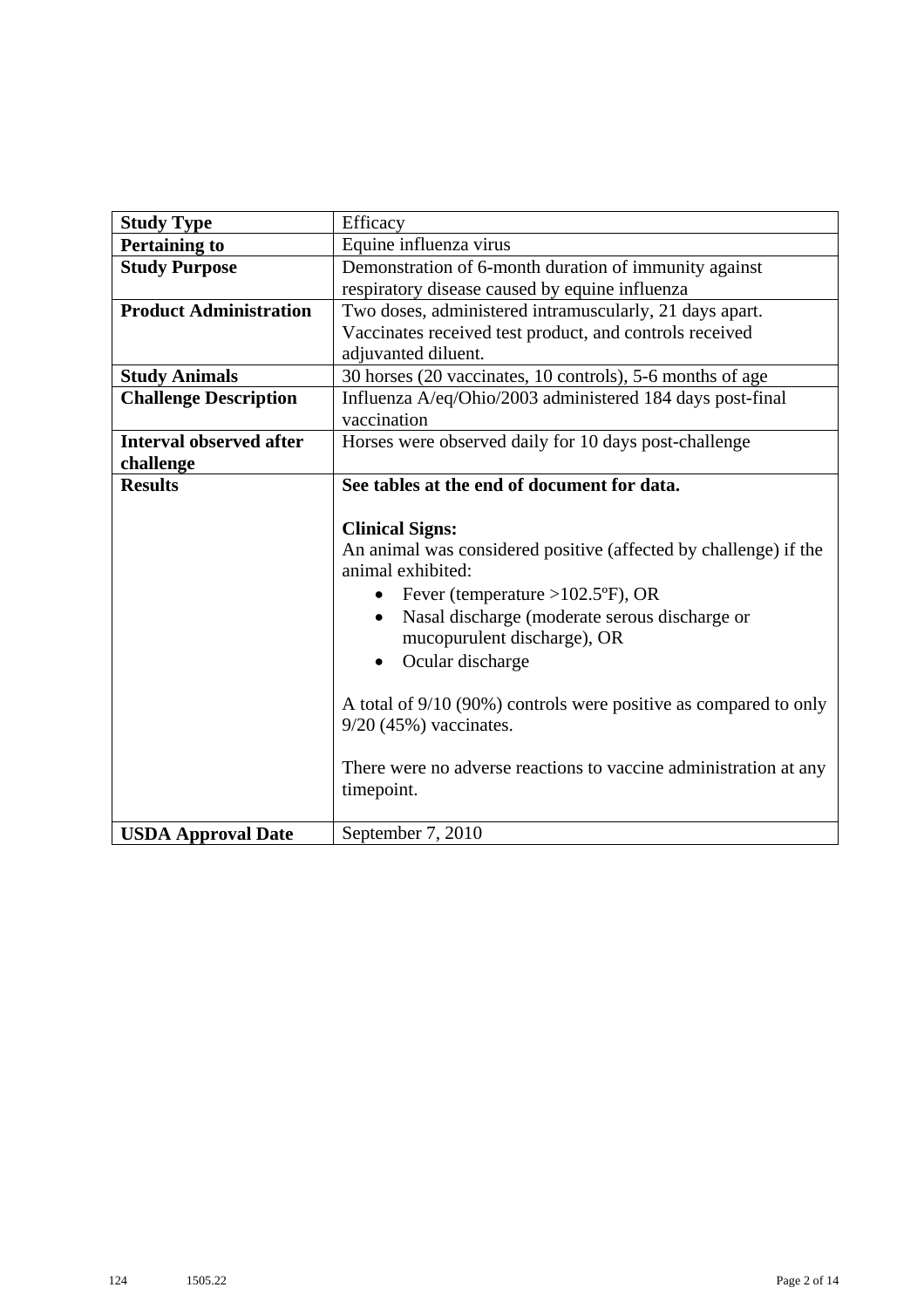| **Study Type** | Efficacy |
|---|---|
| **Pertaining to** | Equine influenza virus |
| **Study Purpose** | Demonstration of 6-month duration of immunity against respiratory disease caused by equine influenza |
| **Product Administration** | Two doses, administered intramuscularly, 21 days apart. Vaccinates received test product, and controls received adjuvanted diluent. |
| **Study Animals** | 30 horses (20 vaccinates, 10 controls), 5-6 months of age |
| **Challenge Description** | Influenza A/eq/Ohio/2003 administered 184 days post-final vaccination |
| **Interval observed after challenge** | Horses were observed daily for 10 days post-challenge |
| **Results** | **See tables at the end of document for data.**<br><br>**Clinical Signs:**<br>An animal was considered positive (affected by challenge) if the animal exhibited:<br>• Fever (temperature >102.5ºF), OR<br>• Nasal discharge (moderate serous discharge or mucopurulent discharge), OR<br>• Ocular discharge<br><br>A total of 9/10 (90%) controls were positive as compared to only 9/20 (45%) vaccinates.<br><br>There were no adverse reactions to vaccine administration at any timepoint. |
| **USDA Approval Date** | September 7, 2010 |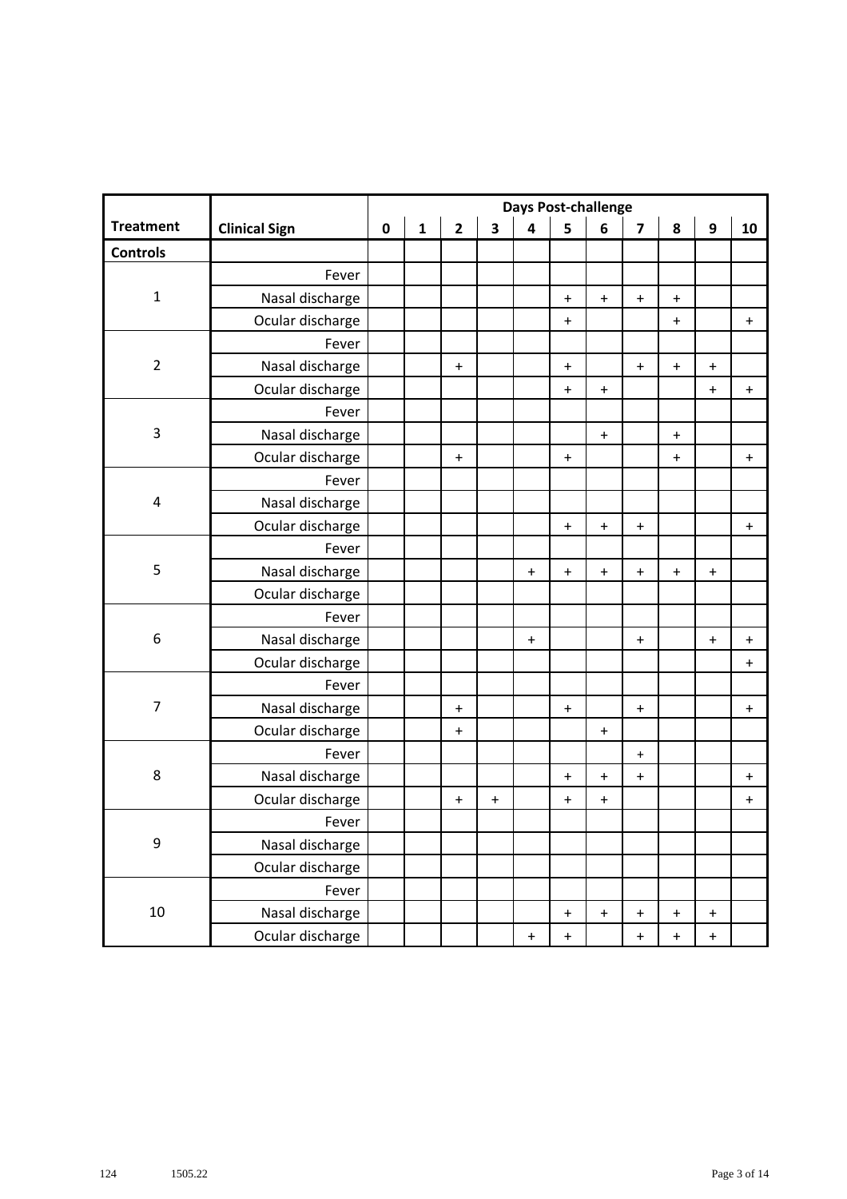| Treatment | Clinical Sign | Days Post-challenge | | | | | | | | | | |
|---|---|---|---|---|---|---|---|---|---|---|---|---|
| | | 0 | 1 | 2 | 3 | 4 | 5 | 6 | 7 | 8 | 9 | 10 |
| **Controls** | | | | | | | | | | | | |
| 1 | Fever | | | | | | | | | | | |
| | Nasal discharge | | | | | | + | + | + | + | | |
| | Ocular discharge | | | | | | + | | | + | | + |
| 2 | Fever | | | | | | | | | | | |
| | Nasal discharge | | | + | | | + | | + | + | + | |
| | Ocular discharge | | | | | | + | + | | | + | + |
| 3 | Fever | | | | | | | | | | | |
| | Nasal discharge | | | | | | | + | | + | | |
| | Ocular discharge | | | + | | | + | | | + | | + |
| 4 | Fever | | | | | | | | | | | |
| | Nasal discharge | | | | | | | | | | | |
| | Ocular discharge | | | | | | + | + | + | | | + |
| 5 | Fever | | | | | | | | | | | |
| | Nasal discharge | | | | | + | + | + | + | + | + | |
| | Ocular discharge | | | | | | | | | | | |
| 6 | Fever | | | | | | | | | | | |
| | Nasal discharge | | | | | + | | | + | | + | + |
| | Ocular discharge | | | | | | | | | | | + |
| 7 | Fever | | | | | | | | | | | |
| | Nasal discharge | | | + | | | + | | + | | | + |
| | Ocular discharge | | | + | | | | + | | | | |
| 8 | Fever | | | | | | | | + | | | |
| | Nasal discharge | | | | | | + | + | + | | | + |
| | Ocular discharge | | | + | + | | + | + | | | | + |
| 9 | Fever | | | | | | | | | | | |
| | Nasal discharge | | | | | | | | | | | |
| | Ocular discharge | | | | | | | | | | | |
| 10 | Fever | | | | | | | | | | | |
| | Nasal discharge | | | | | | + | + | + | + | + | |
| | Ocular discharge | | | | | + | + | | + | + | + | |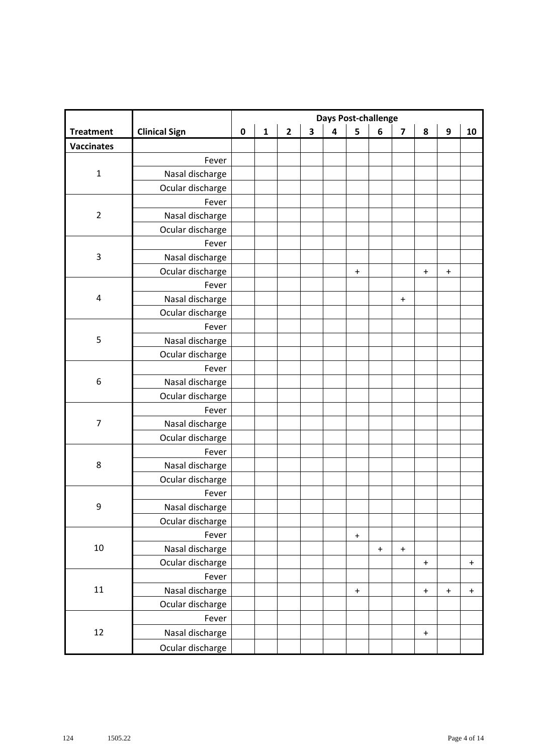| | | Days Post-challenge | | | | | | | | | | |
|---|---|---|---|---|---|---|---|---|---|---|---|---|
| **Treatment** | **Clinical Sign** | **0** | **1** | **2** | **3** | **4** | **5** | **6** | **7** | **8** | **9** | **10** |
| **Vaccinates** | | | | | | | | | | | | |
| 1 | Fever | | | | | | | | | | | |
| | Nasal discharge | | | | | | | | | | | |
| | Ocular discharge | | | | | | | | | | | |
| 2 | Fever | | | | | | | | | | | |
| | Nasal discharge | | | | | | | | | | | |
| | Ocular discharge | | | | | | | | | | | |
| 3 | Fever | | | | | | | | | | | |
| | Nasal discharge | | | | | | | | | | | |
| | Ocular discharge | | | | | | + | | | + | + | |
| 4 | Fever | | | | | | | | | | | |
| | Nasal discharge | | | | | | | | + | | | |
| | Ocular discharge | | | | | | | | | | | |
| 5 | Fever | | | | | | | | | | | |
| | Nasal discharge | | | | | | | | | | | |
| | Ocular discharge | | | | | | | | | | | |
| 6 | Fever | | | | | | | | | | | |
| | Nasal discharge | | | | | | | | | | | |
| | Ocular discharge | | | | | | | | | | | |
| 7 | Fever | | | | | | | | | | | |
| | Nasal discharge | | | | | | | | | | | |
| | Ocular discharge | | | | | | | | | | | |
| 8 | Fever | | | | | | | | | | | |
| | Nasal discharge | | | | | | | | | | | |
| | Ocular discharge | | | | | | | | | | | |
| 9 | Fever | | | | | | | | | | | |
| | Nasal discharge | | | | | | | | | | | |
| | Ocular discharge | | | | | | | | | | | |
| 10 | Fever | | | | | | + | | | | | |
| | Nasal discharge | | | | | | | + | + | | | |
| | Ocular discharge | | | | | | | | | + | | + |
| 11 | Fever | | | | | | | | | | | |
| | Nasal discharge | | | | | | + | | | + | + | + |
| | Ocular discharge | | | | | | | | | | | |
| 12 | Fever | | | | | | | | | | | |
| | Nasal discharge | | | | | | | | | + | | |
| | Ocular discharge | | | | | | | | | | | |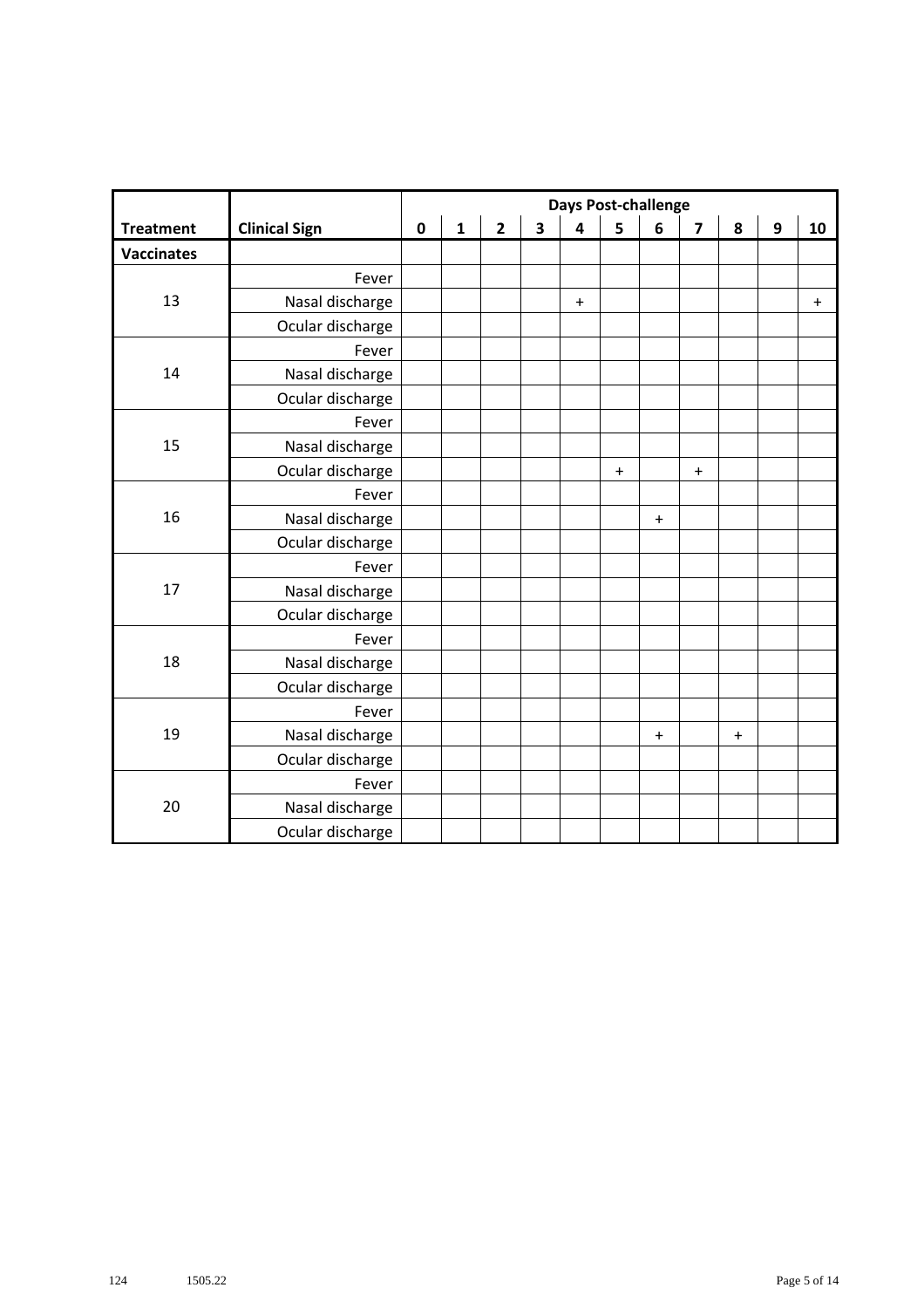| | | Days Post-challenge | | | | | | | | | | |
|---|---|---|---|---|---|---|---|---|---|---|---|---|
| **Treatment** | **Clinical Sign** | **0** | **1** | **2** | **3** | **4** | **5** | **6** | **7** | **8** | **9** | **10** |
| **Vaccinates** | | | | | | | | | | | | |
| 13 | Fever | | | | | | | | | | | |
| | Nasal discharge | | | | | + | | | | | | + |
| | Ocular discharge | | | | | | | | | | | |
| 14 | Fever | | | | | | | | | | | |
| | Nasal discharge | | | | | | | | | | | |
| | Ocular discharge | | | | | | | | | | | |
| 15 | Fever | | | | | | | | | | | |
| | Nasal discharge | | | | | | | | | | | |
| | Ocular discharge | | | | | | + | | + | | | |
| 16 | Fever | | | | | | | | | | | |
| | Nasal discharge | | | | | | | + | | | | |
| | Ocular discharge | | | | | | | | | | | |
| 17 | Fever | | | | | | | | | | | |
| | Nasal discharge | | | | | | | | | | | |
| | Ocular discharge | | | | | | | | | | | |
| 18 | Fever | | | | | | | | | | | |
| | Nasal discharge | | | | | | | | | | | |
| | Ocular discharge | | | | | | | | | | | |
| 19 | Fever | | | | | | | | | | | |
| | Nasal discharge | | | | | | | + | | + | | |
| | Ocular discharge | | | | | | | | | | | |
| 20 | Fever | | | | | | | | | | | |
| | Nasal discharge | | | | | | | | | | | |
| | Ocular discharge | | | | | | | | | | | |

124 1505.22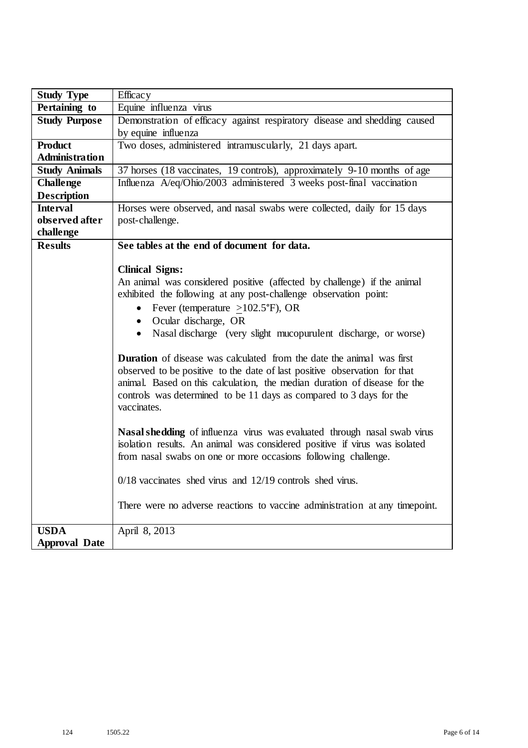| Study Type | Efficacy |
|---|---|
| **Pertaining to** | Equine influenza virus |
| **Study Purpose** | Demonstration of efficacy against respiratory disease and shedding caused by equine influenza |
| **Product Administration** | Two doses, administered intramuscularly, 21 days apart. |
| **Study Animals** | 37 horses (18 vaccinates, 19 controls), approximately 9-10 months of age |
| **Challenge Description** | Influenza A/eq/Ohio/2003 administered 3 weeks post-final vaccination |
| **Interval observed after challenge** | Horses were observed, and nasal swabs were collected, daily for 15 days post-challenge. |
| **Results** | **See tables at the end of document for data.**<br><br>**Clinical Signs:**<br>An animal was considered positive (affected by challenge) if the animal exhibited the following at any post-challenge observation point:<br>• Fever (temperature $\geq$102.5°F), OR<br>• Ocular discharge, OR<br>• Nasal discharge (very slight mucopurulent discharge, or worse)<br><br>**Duration** of disease was calculated from the date the animal was first observed to be positive to the date of last positive observation for that animal. Based on this calculation, the median duration of disease for the controls was determined to be 11 days as compared to 3 days for the vaccinates.<br><br>**Nasal shedding** of influenza virus was evaluated through nasal swab virus isolation results. An animal was considered positive if virus was isolated from nasal swabs on one or more occasions following challenge.<br><br>0/18 vaccinates shed virus and 12/19 controls shed virus.<br><br>There were no adverse reactions to vaccine administration at any timepoint. |
| **USDA Approval Date** | April 8, 2013 |

124 1505.22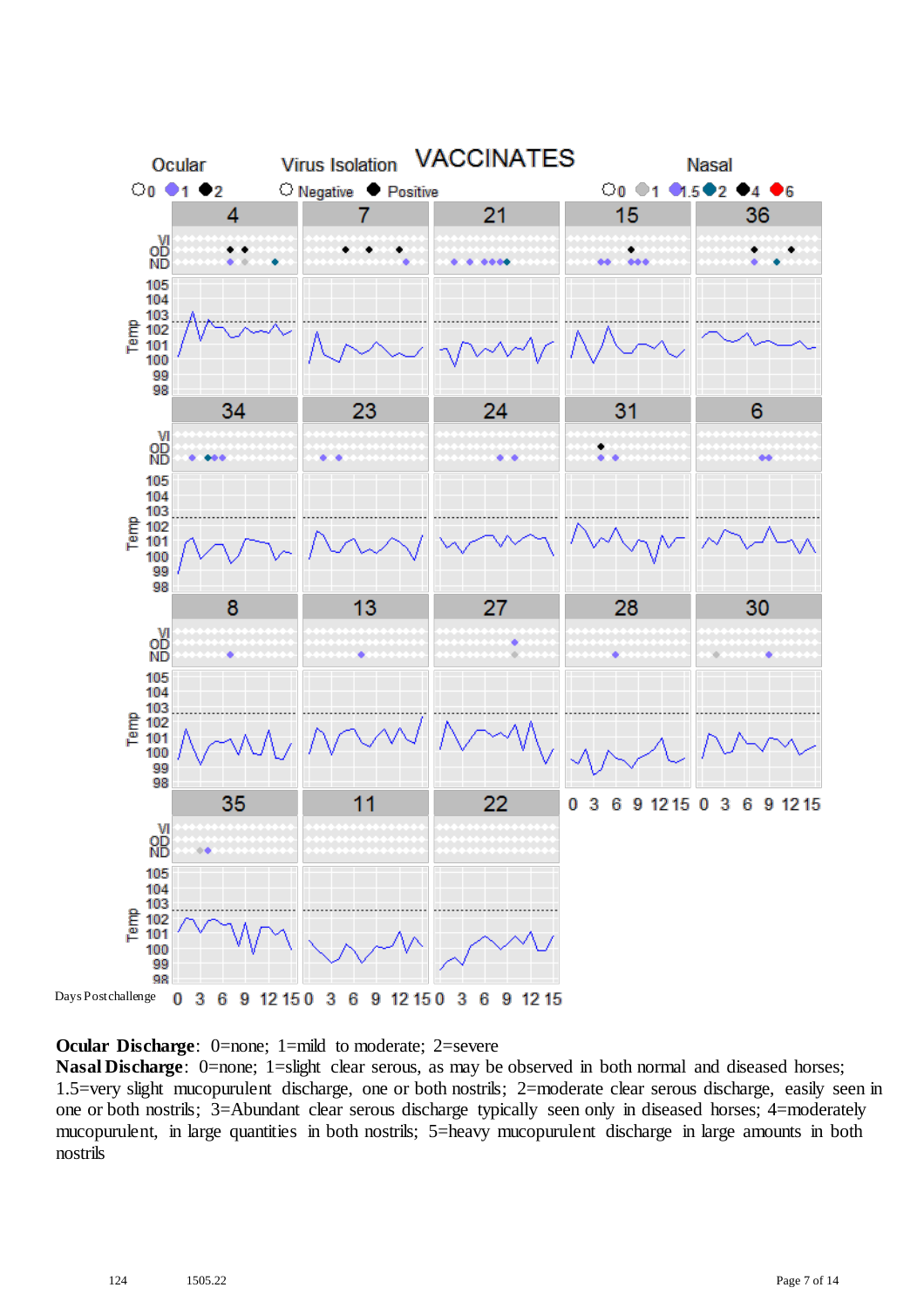VACCINATES

Ocular: 0, 1, 2 — Virus Isolation: Negative, Positive — Nasal: 0, 1, 1.5, 2, 4, 6

Days Postchallenge

**Ocular Discharge**: 0=none; 1=mild to moderate; 2=severe

**Nasal Discharge**: 0=none; 1=slight clear serous, as may be observed in both normal and diseased horses; 1.5=very slight mucopurulent discharge, one or both nostrils; 2=moderate clear serous discharge, easily seen in one or both nostrils; 3=Abundant clear serous discharge typically seen only in diseased horses; 4=moderately mucopurulent, in large quantities in both nostrils; 5=heavy mucopurulent discharge in large amounts in both nostrils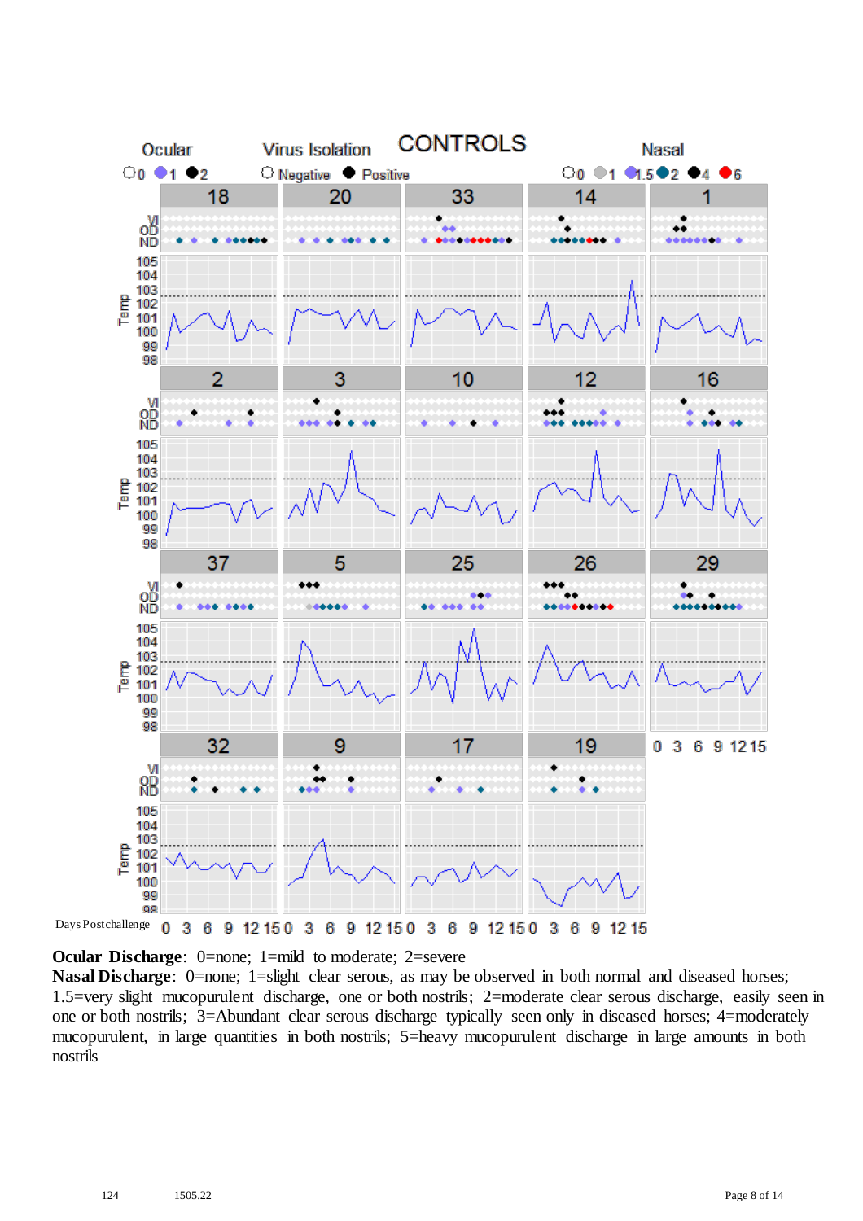**Ocular Discharge**: 0=none; 1=mild to moderate; 2=severe

**Nasal Discharge**: 0=none; 1=slight clear serous, as may be observed in both normal and diseased horses; 1.5=very slight mucopurulent discharge, one or both nostrils; 2=moderate clear serous discharge, easily seen in one or both nostrils; 3=Abundant clear serous discharge typically seen only in diseased horses; 4=moderately mucopurulent, in large quantities in both nostrils; 5=heavy mucopurulent discharge in large amounts in both nostrils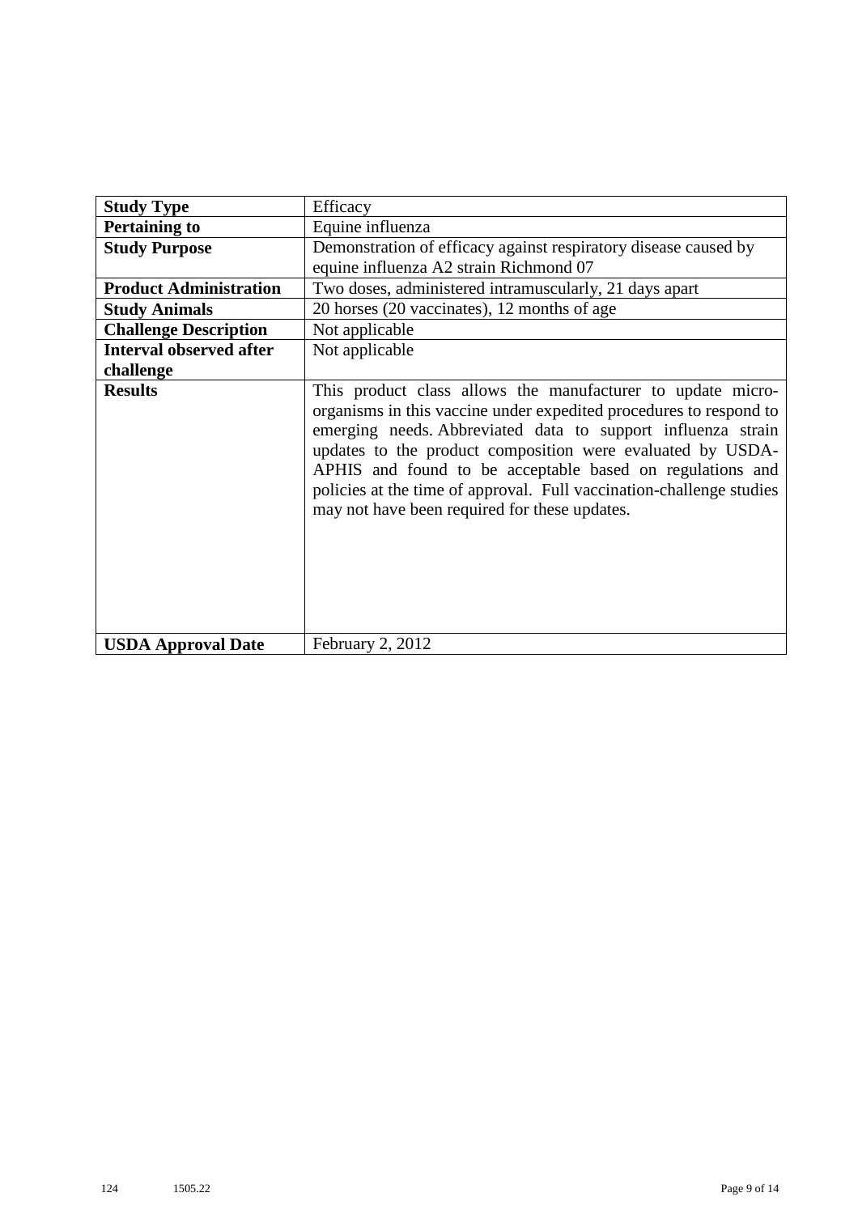| **Study Type** | Efficacy |
|---|---|
| **Pertaining to** | Equine influenza |
| **Study Purpose** | Demonstration of efficacy against respiratory disease caused by equine influenza A2 strain Richmond 07 |
| **Product Administration** | Two doses, administered intramuscularly, 21 days apart |
| **Study Animals** | 20 horses (20 vaccinates), 12 months of age |
| **Challenge Description** | Not applicable |
| **Interval observed after challenge** | Not applicable |
| **Results** | This product class allows the manufacturer to update micro-organisms in this vaccine under expedited procedures to respond to emerging needs. Abbreviated data to support influenza strain updates to the product composition were evaluated by USDA-APHIS and found to be acceptable based on regulations and policies at the time of approval. Full vaccination-challenge studies may not have been required for these updates. |
| **USDA Approval Date** | February 2, 2012 |

124 1505.22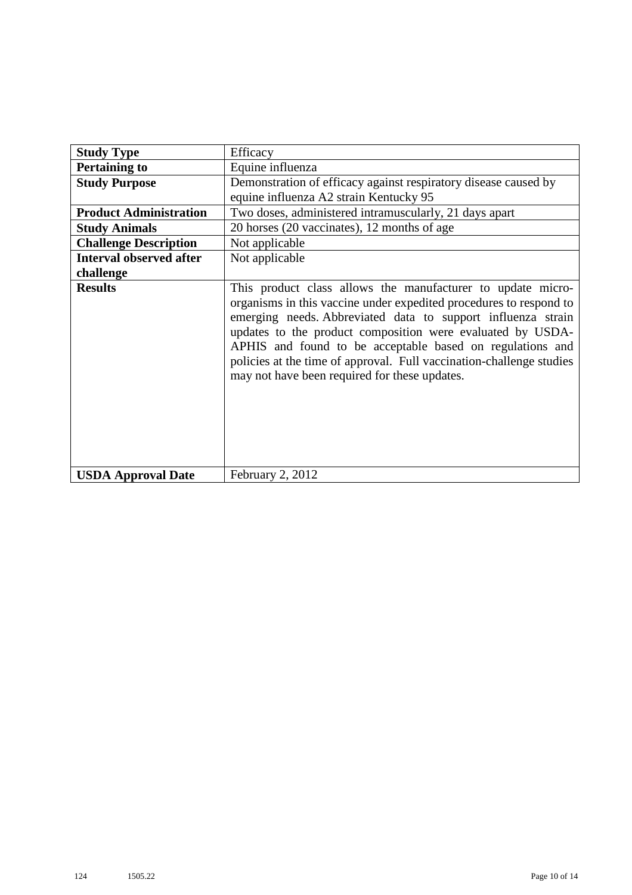| **Study Type** | Efficacy |
|---|---|
| **Pertaining to** | Equine influenza |
| **Study Purpose** | Demonstration of efficacy against respiratory disease caused by equine influenza A2 strain Kentucky 95 |
| **Product Administration** | Two doses, administered intramuscularly, 21 days apart |
| **Study Animals** | 20 horses (20 vaccinates), 12 months of age |
| **Challenge Description** | Not applicable |
| **Interval observed after challenge** | Not applicable |
| **Results** | This product class allows the manufacturer to update micro-organisms in this vaccine under expedited procedures to respond to emerging needs. Abbreviated data to support influenza strain updates to the product composition were evaluated by USDA-APHIS and found to be acceptable based on regulations and policies at the time of approval. Full vaccination-challenge studies may not have been required for these updates. |
| **USDA Approval Date** | February 2, 2012 |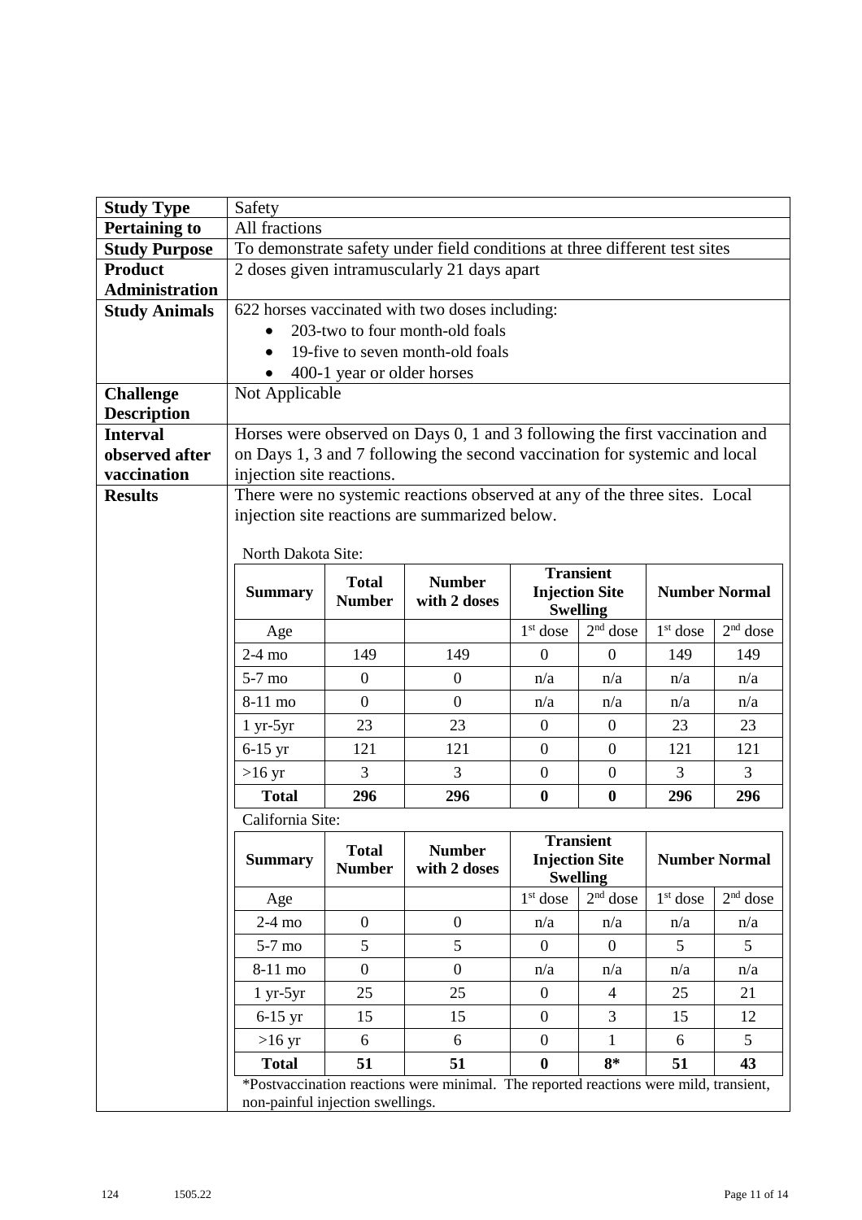| Study Type | Safety |
|---|---|
| **Pertaining to** | All fractions |
| **Study Purpose** | To demonstrate safety under field conditions at three different test sites |
| **Product Administration** | 2 doses given intramuscularly 21 days apart |
| **Study Animals** | 622 horses vaccinated with two doses including: <br>• 203-two to four month-old foals <br>• 19-five to seven month-old foals <br>• 400-1 year or older horses |
| **Challenge Description** | Not Applicable |
| **Interval observed after vaccination** | Horses were observed on Days 0, 1 and 3 following the first vaccination and on Days 1, 3 and 7 following the second vaccination for systemic and local injection site reactions. |
| **Results** | There were no systemic reactions observed at any of the three sites. Local injection site reactions are summarized below. |

North Dakota Site:

| Summary | Total Number | Number with 2 doses | Transient Injection Site Swelling | | Number Normal | |
|---|---|---|---|---|---|---|
| Age | | | 1st dose | 2nd dose | 1st dose | 2nd dose |
| 2-4 mo | 149 | 149 | 0 | 0 | 149 | 149 |
| 5-7 mo | 0 | 0 | n/a | n/a | n/a | n/a |
| 8-11 mo | 0 | 0 | n/a | n/a | n/a | n/a |
| 1 yr-5yr | 23 | 23 | 0 | 0 | 23 | 23 |
| 6-15 yr | 121 | 121 | 0 | 0 | 121 | 121 |
| >16 yr | 3 | 3 | 0 | 0 | 3 | 3 |
| **Total** | **296** | **296** | **0** | **0** | **296** | **296** |

California Site:

| Summary | Total Number | Number with 2 doses | Transient Injection Site Swelling | | Number Normal | |
|---|---|---|---|---|---|---|
| Age | | | 1st dose | 2nd dose | 1st dose | 2nd dose |
| 2-4 mo | 0 | 0 | n/a | n/a | n/a | n/a |
| 5-7 mo | 5 | 5 | 0 | 0 | 5 | 5 |
| 8-11 mo | 0 | 0 | n/a | n/a | n/a | n/a |
| 1 yr-5yr | 25 | 25 | 0 | 4 | 25 | 21 |
| 6-15 yr | 15 | 15 | 0 | 3 | 15 | 12 |
| >16 yr | 6 | 6 | 0 | 1 | 6 | 5 |
| **Total** | **51** | **51** | **0** | **8*** | **51** | **43** |

*Postvaccination reactions were minimal. The reported reactions were mild, transient, non-painful injection swellings.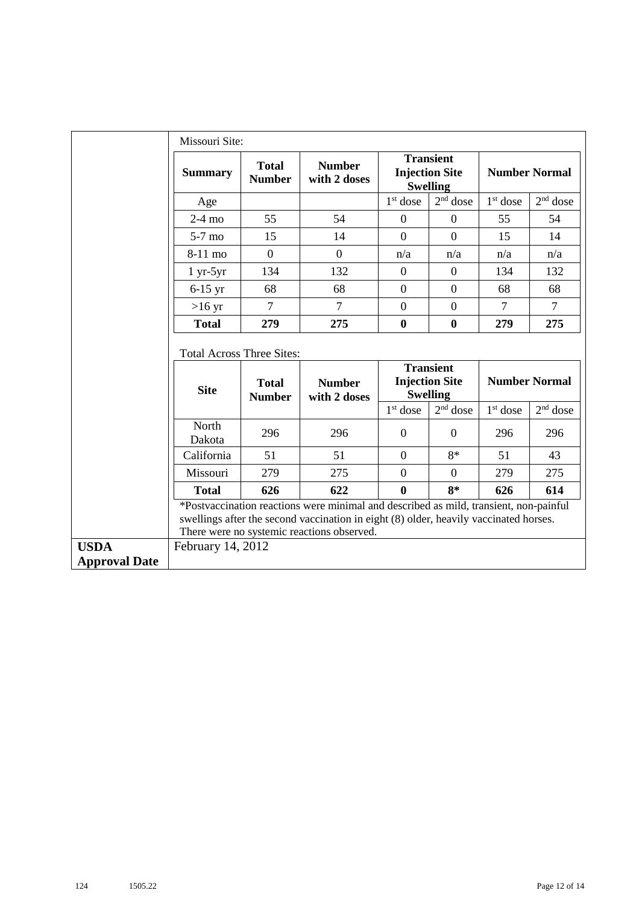Missouri Site:

| Summary | Total Number | Number with 2 doses | Transient Injection Site Swelling | | Number Normal | |
|---|---|---|---|---|---|---|
| Age | | | 1st dose | 2nd dose | 1st dose | 2nd dose |
| 2-4 mo | 55 | 54 | 0 | 0 | 55 | 54 |
| 5-7 mo | 15 | 14 | 0 | 0 | 15 | 14 |
| 8-11 mo | 0 | 0 | n/a | n/a | n/a | n/a |
| 1 yr-5yr | 134 | 132 | 0 | 0 | 134 | 132 |
| 6-15 yr | 68 | 68 | 0 | 0 | 68 | 68 |
| >16 yr | 7 | 7 | 0 | 0 | 7 | 7 |
| **Total** | **279** | **275** | **0** | **0** | **279** | **275** |

Total Across Three Sites:

| Site | Total Number | Number with 2 doses | Transient Injection Site Swelling | | Number Normal | |
|---|---|---|---|---|---|---|
| | | | 1st dose | 2nd dose | 1st dose | 2nd dose |
| North Dakota | 296 | 296 | 0 | 0 | 296 | 296 |
| California | 51 | 51 | 0 | 8* | 51 | 43 |
| Missouri | 279 | 275 | 0 | 0 | 279 | 275 |
| **Total** | **626** | **622** | **0** | **8*** | **626** | **614** |

*Postvaccination reactions were minimal and described as mild, transient, non-painful swellings after the second vaccination in eight (8) older, heavily vaccinated horses. There were no systemic reactions observed.

**USDA Approval Date** February 14, 2012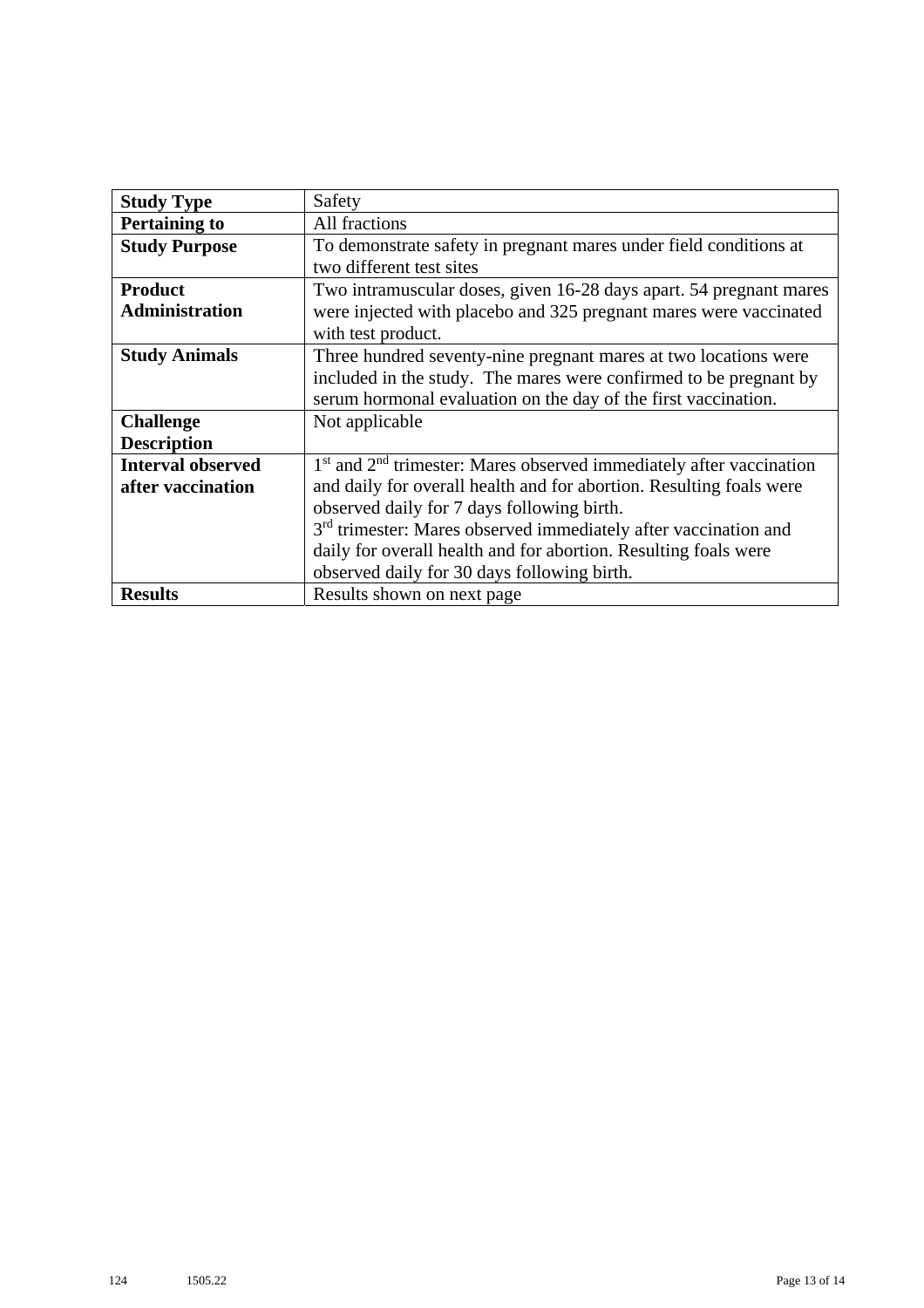| Study Type | Safety |
|---|---|
| **Pertaining to** | All fractions |
| **Study Purpose** | To demonstrate safety in pregnant mares under field conditions at two different test sites |
| **Product Administration** | Two intramuscular doses, given 16-28 days apart. 54 pregnant mares were injected with placebo and 325 pregnant mares were vaccinated with test product. |
| **Study Animals** | Three hundred seventy-nine pregnant mares at two locations were included in the study. The mares were confirmed to be pregnant by serum hormonal evaluation on the day of the first vaccination. |
| **Challenge Description** | Not applicable |
| **Interval observed after vaccination** | 1st and 2nd trimester: Mares observed immediately after vaccination and daily for overall health and for abortion. Resulting foals were observed daily for 7 days following birth.<br>3rd trimester: Mares observed immediately after vaccination and daily for overall health and for abortion. Resulting foals were observed daily for 30 days following birth. |
| **Results** | Results shown on next page |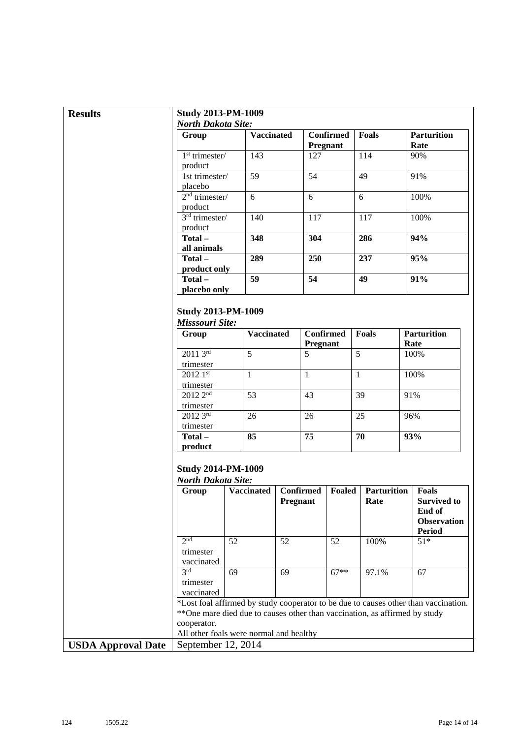**Results**

**Study 2013-PM-1009**
***North Dakota Site:***

| Group | Vaccinated | Confirmed Pregnant | Foals | Parturition Rate |
|---|---|---|---|---|
| 1st trimester/ product | 143 | 127 | 114 | 90% |
| 1st trimester/ placebo | 59 | 54 | 49 | 91% |
| 2nd trimester/ product | 6 | 6 | 6 | 100% |
| 3rd trimester/ product | 140 | 117 | 117 | 100% |
| **Total – all animals** | **348** | **304** | **286** | **94%** |
| **Total – product only** | **289** | **250** | **237** | **95%** |
| **Total – placebo only** | **59** | **54** | **49** | **91%** |

**Study 2013-PM-1009**
***Misssouri Site:***

| Group | Vaccinated | Confirmed Pregnant | Foals | Parturition Rate |
|---|---|---|---|---|
| 2011 3rd trimester | 5 | 5 | 5 | 100% |
| 2012 1st trimester | 1 | 1 | 1 | 100% |
| 2012 2nd trimester | 53 | 43 | 39 | 91% |
| 2012 3rd trimester | 26 | 26 | 25 | 96% |
| **Total – product** | **85** | **75** | **70** | **93%** |

**Study 2014-PM-1009**
***North Dakota Site:***

| Group | Vaccinated | Confirmed Pregnant | Foaled | Parturition Rate | Foals Survived to End of Observation Period |
|---|---|---|---|---|---|
| 2nd trimester vaccinated | 52 | 52 | 52 | 100% | 51* |
| 3rd trimester vaccinated | 69 | 69 | 67** | 97.1% | 67 |

*Lost foal affirmed by study cooperator to be due to causes other than vaccination.
**One mare died due to causes other than vaccination, as affirmed by study cooperator.
All other foals were normal and healthy

**USDA Approval Date** September 12, 2014